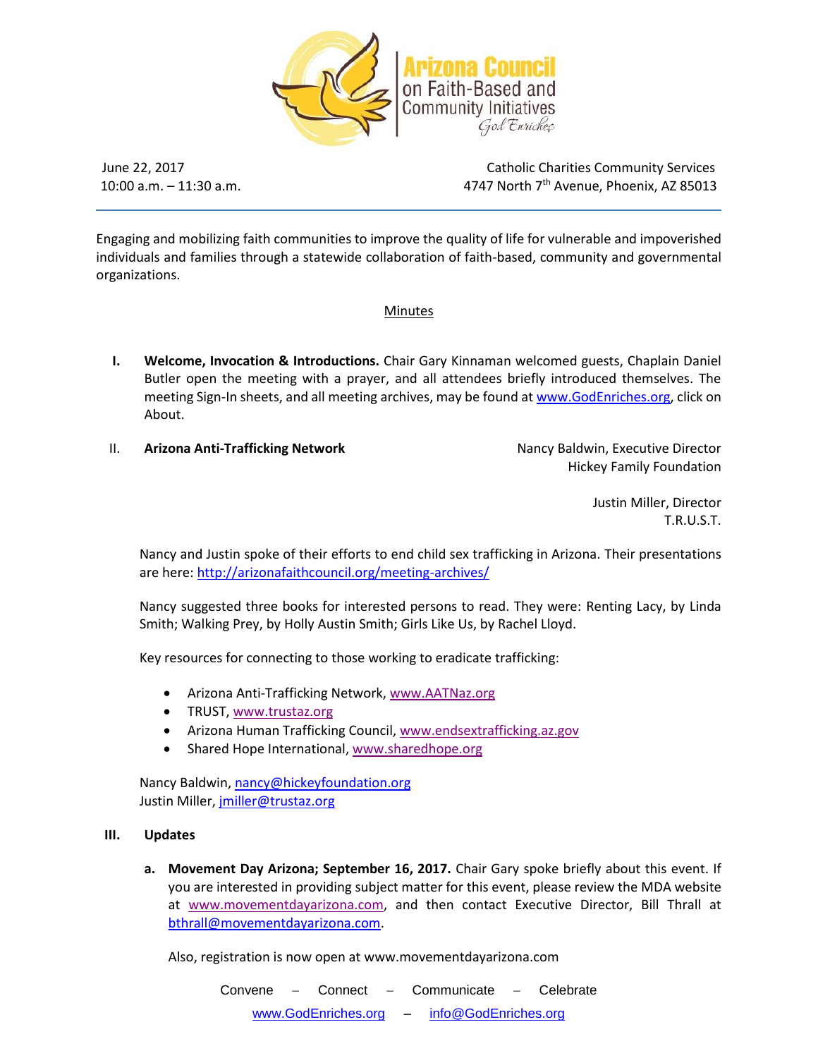# Arizona Council on Faith-Based and Community Initiatives

*God Enriches*

June 22, 2017
10:00 a.m. – 11:30 a.m.

Catholic Charities Community Services
4747 North 7th Avenue, Phoenix, AZ 85013

---

Engaging and mobilizing faith communities to improve the quality of life for vulnerable and impoverished individuals and families through a statewide collaboration of faith-based, community and governmental organizations.

## Minutes

**I. Welcome, Invocation & Introductions.** Chair Gary Kinnaman welcomed guests, Chaplain Daniel Butler open the meeting with a prayer, and all attendees briefly introduced themselves. The meeting Sign-In sheets, and all meeting archives, may be found at www.GodEnriches.org, click on About.

**II. Arizona Anti-Trafficking Network**

Nancy Baldwin, Executive Director
Hickey Family Foundation

Justin Miller, Director
T.R.U.S.T.

Nancy and Justin spoke of their efforts to end child sex trafficking in Arizona. Their presentations are here: http://arizonafaithcouncil.org/meeting-archives/

Nancy suggested three books for interested persons to read. They were: Renting Lacy, by Linda Smith; Walking Prey, by Holly Austin Smith; Girls Like Us, by Rachel Lloyd.

Key resources for connecting to those working to eradicate trafficking:

- Arizona Anti-Trafficking Network, www.AATNaz.org
- TRUST, www.trustaz.org
- Arizona Human Trafficking Council, www.endsextrafficking.az.gov
- Shared Hope International, www.sharedhope.org

Nancy Baldwin, nancy@hickeyfoundation.org
Justin Miller, jmiller@trustaz.org

**III. Updates**

**a. Movement Day Arizona; September 16, 2017.** Chair Gary spoke briefly about this event. If you are interested in providing subject matter for this event, please review the MDA website at www.movementdayarizona.com, and then contact Executive Director, Bill Thrall at bthrall@movementdayarizona.com.

Also, registration is now open at www.movementdayarizona.com

Convene – Connect – Communicate – Celebrate

www.GodEnriches.org – info@GodEnriches.org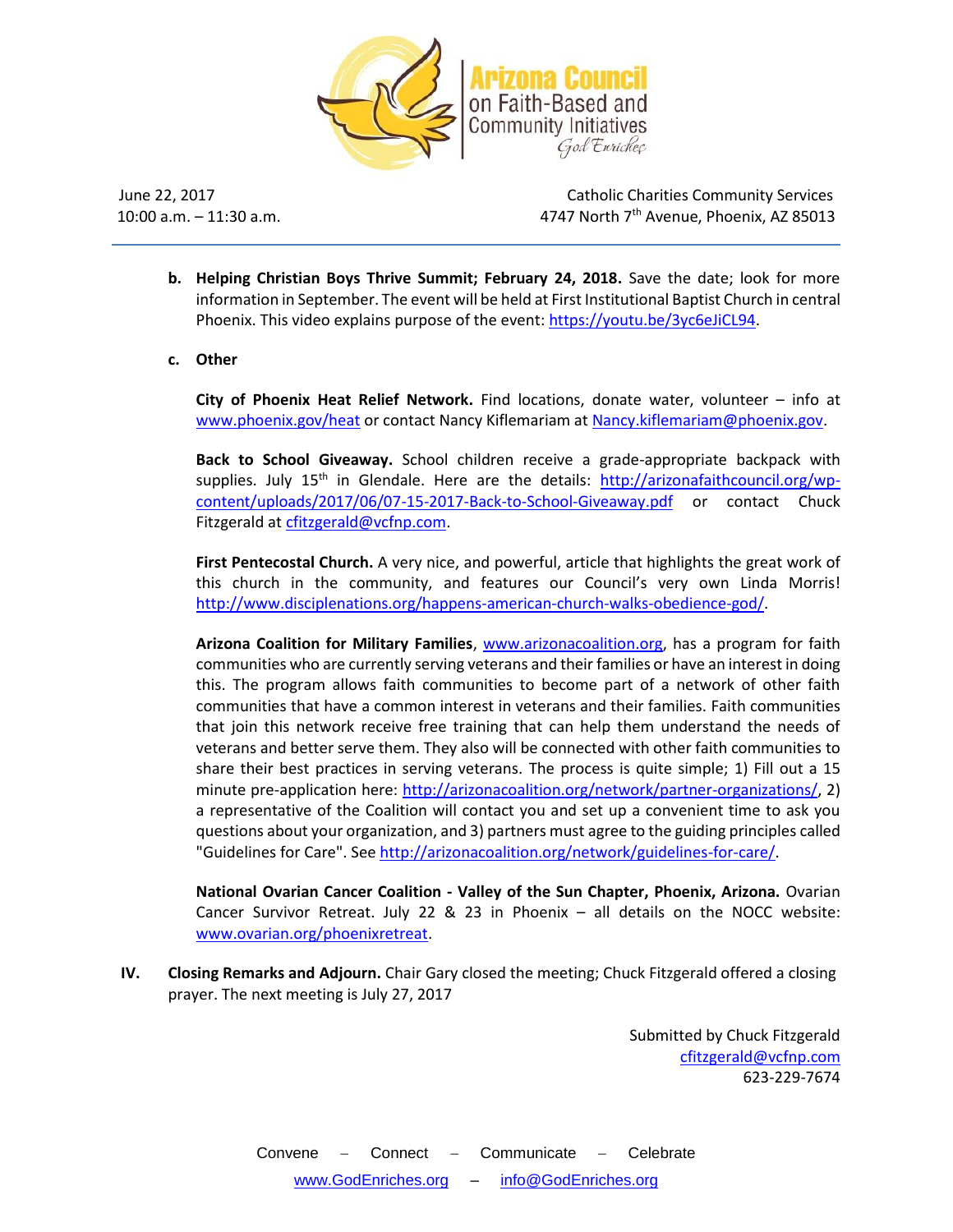June 22, 2017
10:00 a.m. – 11:30 a.m.

Catholic Charities Community Services
4747 North 7th Avenue, Phoenix, AZ 85013

b. **Helping Christian Boys Thrive Summit; February 24, 2018.** Save the date; look for more information in September. The event will be held at First Institutional Baptist Church in central Phoenix. This video explains purpose of the event: https://youtu.be/3yc6eJiCL94.

c. **Other**

**City of Phoenix Heat Relief Network.** Find locations, donate water, volunteer – info at www.phoenix.gov/heat or contact Nancy Kiflemariam at Nancy.kiflemariam@phoenix.gov.

**Back to School Giveaway.** School children receive a grade-appropriate backpack with supplies. July 15th in Glendale. Here are the details: http://arizonafaithcouncil.org/wp-content/uploads/2017/06/07-15-2017-Back-to-School-Giveaway.pdf or contact Chuck Fitzgerald at cfitzgerald@vcfnp.com.

**First Pentecostal Church.** A very nice, and powerful, article that highlights the great work of this church in the community, and features our Council's very own Linda Morris! http://www.disciplenations.org/happens-american-church-walks-obedience-god/.

**Arizona Coalition for Military Families**, www.arizonacoalition.org, has a program for faith communities who are currently serving veterans and their families or have an interest in doing this. The program allows faith communities to become part of a network of other faith communities that have a common interest in veterans and their families. Faith communities that join this network receive free training that can help them understand the needs of veterans and better serve them. They also will be connected with other faith communities to share their best practices in serving veterans. The process is quite simple; 1) Fill out a 15 minute pre-application here: http://arizonacoalition.org/network/partner-organizations/, 2) a representative of the Coalition will contact you and set up a convenient time to ask you questions about your organization, and 3) partners must agree to the guiding principles called "Guidelines for Care". See http://arizonacoalition.org/network/guidelines-for-care/.

**National Ovarian Cancer Coalition - Valley of the Sun Chapter, Phoenix, Arizona.** Ovarian Cancer Survivor Retreat. July 22 & 23 in Phoenix – all details on the NOCC website: www.ovarian.org/phoenixretreat.

IV. **Closing Remarks and Adjourn.** Chair Gary closed the meeting; Chuck Fitzgerald offered a closing prayer. The next meeting is July 27, 2017

Submitted by Chuck Fitzgerald
cfitzgerald@vcfnp.com
623-229-7674

Convene – Connect – Communicate – Celebrate

www.GodEnriches.org – info@GodEnriches.org